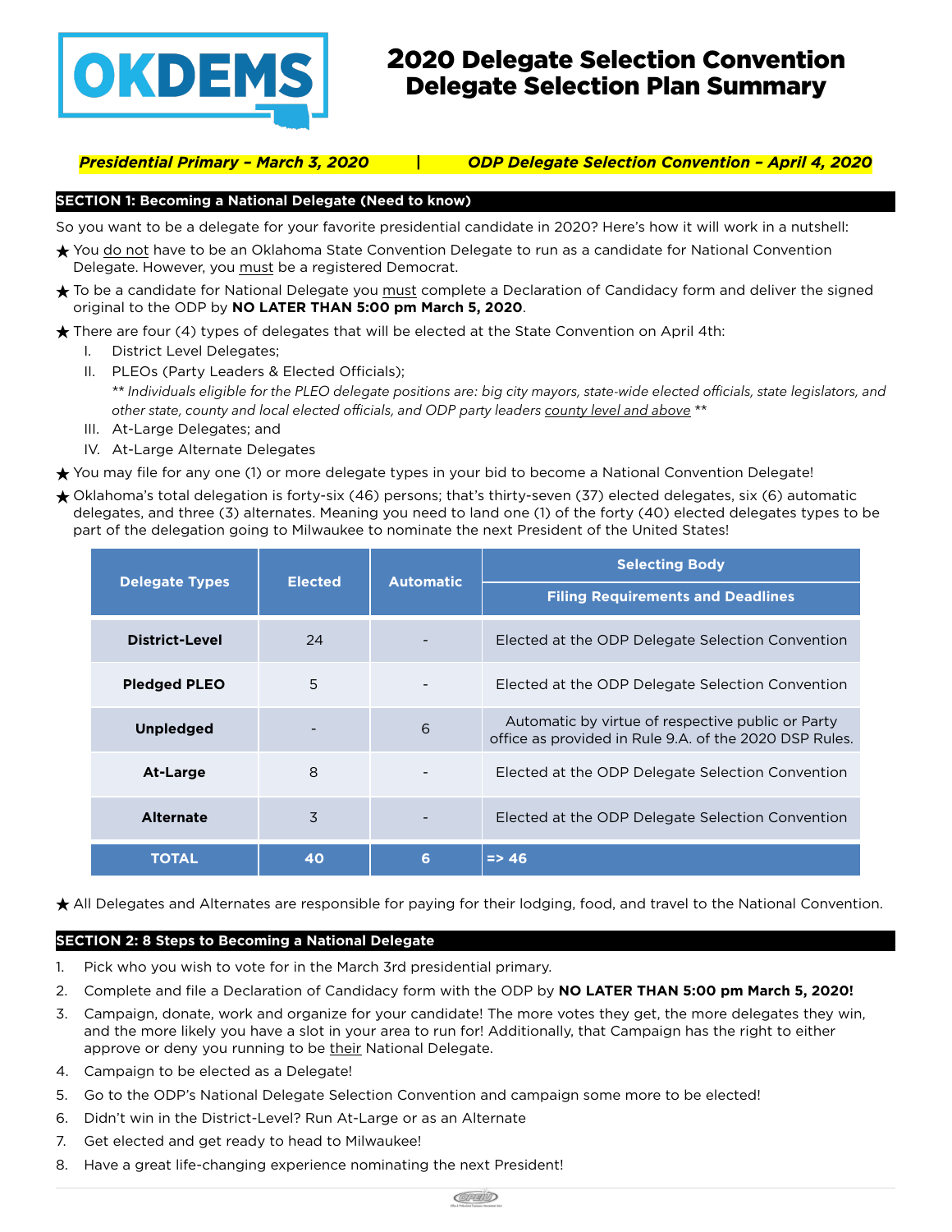# 2020 Delegate Selection Convention Delegate Selection Plan Summary

***Presidential Primary – March 3, 2020*** | ***ODP Delegate Selection Convention – April 4, 2020***

## SECTION 1: Becoming a National Delegate (Need to know)

So you want to be a delegate for your favorite presidential candidate in 2020? Here's how it will work in a nutshell:

★ You do not have to be an Oklahoma State Convention Delegate to run as a candidate for National Convention Delegate. However, you must be a registered Democrat.

★ To be a candidate for National Delegate you must complete a Declaration of Candidacy form and deliver the signed original to the ODP by **NO LATER THAN 5:00 pm March 5, 2020**.

★ There are four (4) types of delegates that will be elected at the State Convention on April 4th:

I. District Level Delegates;

II. PLEOs (Party Leaders & Elected Officials);

*\*\* Individuals eligible for the PLEO delegate positions are: big city mayors, state-wide elected officials, state legislators, and other state, county and local elected officials, and ODP party leaders county level and above \*\**

III. At-Large Delegates; and

IV. At-Large Alternate Delegates

★ You may file for any one (1) or more delegate types in your bid to become a National Convention Delegate!

★ Oklahoma's total delegation is forty-six (46) persons; that's thirty-seven (37) elected delegates, six (6) automatic delegates, and three (3) alternates. Meaning you need to land one (1) of the forty (40) elected delegates types to be part of the delegation going to Milwaukee to nominate the next President of the United States!

| Delegate Types | Elected | Automatic | Selecting Body / Filing Requirements and Deadlines |
|---|---|---|---|
| **District-Level** | 24 | - | Elected at the ODP Delegate Selection Convention |
| **Pledged PLEO** | 5 | - | Elected at the ODP Delegate Selection Convention |
| **Unpledged** | - | 6 | Automatic by virtue of respective public or Party office as provided in Rule 9.A. of the 2020 DSP Rules. |
| **At-Large** | 8 | - | Elected at the ODP Delegate Selection Convention |
| **Alternate** | 3 | - | Elected at the ODP Delegate Selection Convention |
| **TOTAL** | **40** | **6** | **=> 46** |

★ All Delegates and Alternates are responsible for paying for their lodging, food, and travel to the National Convention.

## SECTION 2: 8 Steps to Becoming a National Delegate

1. Pick who you wish to vote for in the March 3rd presidential primary.
2. Complete and file a Declaration of Candidacy form with the ODP by **NO LATER THAN 5:00 pm March 5, 2020!**
3. Campaign, donate, work and organize for your candidate! The more votes they get, the more delegates they win, and the more likely you have a slot in your area to run for! Additionally, that Campaign has the right to either approve or deny you running to be their National Delegate.
4. Campaign to be elected as a Delegate!
5. Go to the ODP's National Delegate Selection Convention and campaign some more to be elected!
6. Didn't win in the District-Level? Run At-Large or as an Alternate
7. Get elected and get ready to head to Milwaukee!
8. Have a great life-changing experience nominating the next President!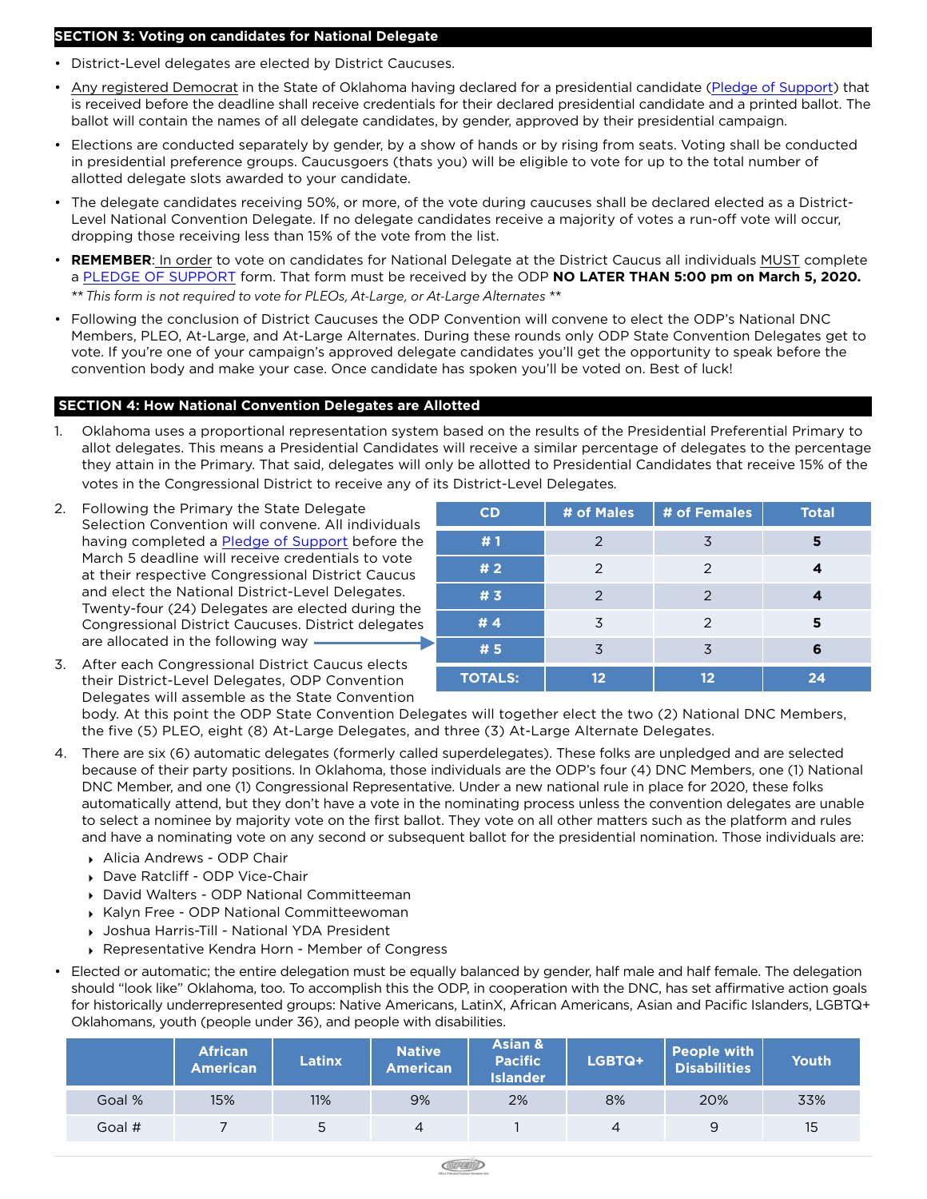## SECTION 3: Voting on candidates for National Delegate

- District-Level delegates are elected by District Caucuses.
- Any registered Democrat in the State of Oklahoma having declared for a presidential candidate (Pledge of Support) that is received before the deadline shall receive credentials for their declared presidential candidate and a printed ballot. The ballot will contain the names of all delegate candidates, by gender, approved by their presidential campaign.
- Elections are conducted separately by gender, by a show of hands or by rising from seats. Voting shall be conducted in presidential preference groups. Caucusgoers (thats you) will be eligible to vote for up to the total number of allotted delegate slots awarded to your candidate.
- The delegate candidates receiving 50%, or more, of the vote during caucuses shall be declared elected as a District-Level National Convention Delegate. If no delegate candidates receive a majority of votes a run-off vote will occur, dropping those receiving less than 15% of the vote from the list.
- **REMEMBER**: In order to vote on candidates for National Delegate at the District Caucus all individuals MUST complete a PLEDGE OF SUPPORT form. That form must be received by the ODP **NO LATER THAN 5:00 pm on March 5, 2020.**
  *\*\* This form is not required to vote for PLEOs, At-Large, or At-Large Alternates \*\**
- Following the conclusion of District Caucuses the ODP Convention will convene to elect the ODP's National DNC Members, PLEO, At-Large, and At-Large Alternates. During these rounds only ODP State Convention Delegates get to vote. If you're one of your campaign's approved delegate candidates you'll get the opportunity to speak before the convention body and make your case. Once candidate has spoken you'll be voted on. Best of luck!

## SECTION 4: How National Convention Delegates are Allotted

1. Oklahoma uses a proportional representation system based on the results of the Presidential Preferential Primary to allot delegates. This means a Presidential Candidates will receive a similar percentage of delegates to the percentage they attain in the Primary. That said, delegates will only be allotted to Presidential Candidates that receive 15% of the votes in the Congressional District to receive any of its District-Level Delegates.
2. Following the Primary the State Delegate Selection Convention will convene. All individuals having completed a Pledge of Support before the March 5 deadline will receive credentials to vote at their respective Congressional District Caucus and elect the National District-Level Delegates. Twenty-four (24) Delegates are elected during the Congressional District Caucuses. District delegates are allocated in the following way

| CD | # of Males | # of Females | Total |
|---|---|---|---|
| # 1 | 2 | 3 | **5** |
| # 2 | 2 | 2 | **4** |
| # 3 | 2 | 2 | **4** |
| # 4 | 3 | 2 | **5** |
| # 5 | 3 | 3 | **6** |
| **TOTALS:** | **12** | **12** | **24** |

3. After each Congressional District Caucus elects their District-Level Delegates, ODP Convention Delegates will assemble as the State Convention body. At this point the ODP State Convention Delegates will together elect the two (2) National DNC Members, the five (5) PLEO, eight (8) At-Large Delegates, and three (3) At-Large Alternate Delegates.
4. There are six (6) automatic delegates (formerly called superdelegates). These folks are unpledged and are selected because of their party positions. In Oklahoma, those individuals are the ODP's four (4) DNC Members, one (1) National DNC Member, and one (1) Congressional Representative. Under a new national rule in place for 2020, these folks automatically attend, but they don't have a vote in the nominating process unless the convention delegates are unable to select a nominee by majority vote on the first ballot. They vote on all other matters such as the platform and rules and have a nominating vote on any second or subsequent ballot for the presidential nomination. Those individuals are:
   - Alicia Andrews - ODP Chair
   - Dave Ratcliff - ODP Vice-Chair
   - David Walters - ODP National Committeeman
   - Kalyn Free - ODP National Committeewoman
   - Joshua Harris-Till - National YDA President
   - Representative Kendra Horn - Member of Congress

- Elected or automatic; the entire delegation must be equally balanced by gender, half male and half female. The delegation should "look like" Oklahoma, too. To accomplish this the ODP, in cooperation with the DNC, has set affirmative action goals for historically underrepresented groups: Native Americans, LatinX, African Americans, Asian and Pacific Islanders, LGBTQ+ Oklahomans, youth (people under 36), and people with disabilities.

| | African American | Latinx | Native American | Asian & Pacific Islander | LGBTQ+ | People with Disabilities | Youth |
|---|---|---|---|---|---|---|---|
| Goal % | 15% | 11% | 9% | 2% | 8% | 20% | 33% |
| Goal # | 7 | 5 | 4 | 1 | 4 | 9 | 15 |